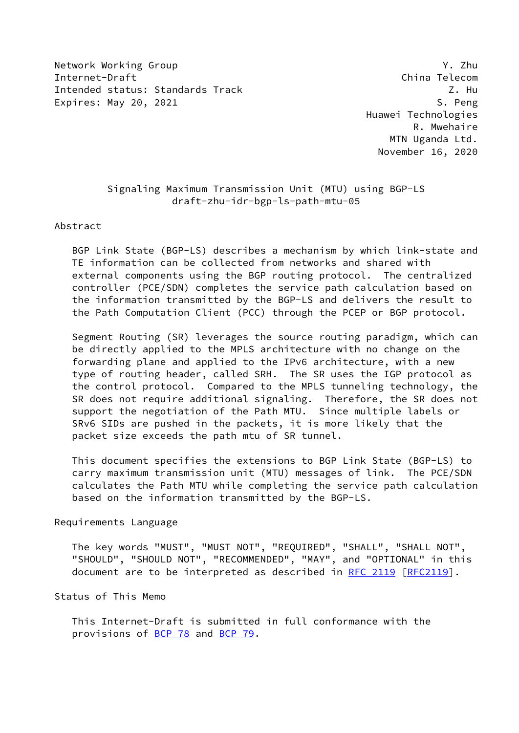Network Working Group Y. Zhu
Internet-Draft China Telecom
Intended status: Standards Track Z. Hu
Expires: May 20, 2021 S. Peng
Huawei Technologies
R. Mwehaire
MTN Uganda Ltd.
November 16, 2020

# Signaling Maximum Transmission Unit (MTU) using BGP-LS
draft-zhu-idr-bgp-ls-path-mtu-05

## Abstract

BGP Link State (BGP-LS) describes a mechanism by which link-state and TE information can be collected from networks and shared with external components using the BGP routing protocol. The centralized controller (PCE/SDN) completes the service path calculation based on the information transmitted by the BGP-LS and delivers the result to the Path Computation Client (PCC) through the PCEP or BGP protocol.

Segment Routing (SR) leverages the source routing paradigm, which can be directly applied to the MPLS architecture with no change on the forwarding plane and applied to the IPv6 architecture, with a new type of routing header, called SRH. The SR uses the IGP protocol as the control protocol. Compared to the MPLS tunneling technology, the SR does not require additional signaling. Therefore, the SR does not support the negotiation of the Path MTU. Since multiple labels or SRv6 SIDs are pushed in the packets, it is more likely that the packet size exceeds the path mtu of SR tunnel.

This document specifies the extensions to BGP Link State (BGP-LS) to carry maximum transmission unit (MTU) messages of link. The PCE/SDN calculates the Path MTU while completing the service path calculation based on the information transmitted by the BGP-LS.

## Requirements Language

The key words "MUST", "MUST NOT", "REQUIRED", "SHALL", "SHALL NOT", "SHOULD", "SHOULD NOT", "RECOMMENDED", "MAY", and "OPTIONAL" in this document are to be interpreted as described in RFC 2119 [RFC2119].

## Status of This Memo

This Internet-Draft is submitted in full conformance with the provisions of BCP 78 and BCP 79.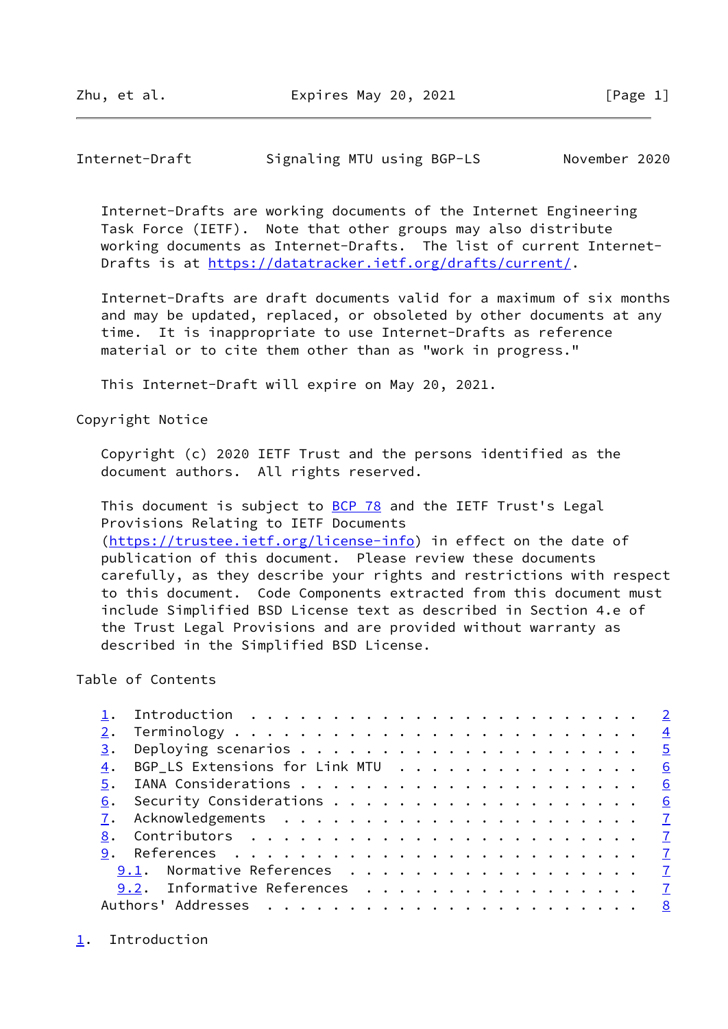Internet-Drafts are working documents of the Internet Engineering Task Force (IETF). Note that other groups may also distribute working documents as Internet-Drafts. The list of current Internet-Drafts is at https://datatracker.ietf.org/drafts/current/.

Internet-Drafts are draft documents valid for a maximum of six months and may be updated, replaced, or obsoleted by other documents at any time. It is inappropriate to use Internet-Drafts as reference material or to cite them other than as "work in progress."

This Internet-Draft will expire on May 20, 2021.

Copyright Notice

Copyright (c) 2020 IETF Trust and the persons identified as the document authors. All rights reserved.

This document is subject to BCP 78 and the IETF Trust's Legal Provisions Relating to IETF Documents (https://trustee.ietf.org/license-info) in effect on the date of publication of this document. Please review these documents carefully, as they describe your rights and restrictions with respect to this document. Code Components extracted from this document must include Simplified BSD License text as described in Section 4.e of the Trust Legal Provisions and are provided without warranty as described in the Simplified BSD License.

Table of Contents

```
   1.  Introduction  . . . . . . . . . . . . . . . . . . . . . . . .   2
   2.  Terminology . . . . . . . . . . . . . . . . . . . . . . . . .   4
   3.  Deploying scenarios . . . . . . . . . . . . . . . . . . . . .   5
   4.  BGP_LS Extensions for Link MTU  . . . . . . . . . . . . . . .   6
   5.  IANA Considerations . . . . . . . . . . . . . . . . . . . . .   6
   6.  Security Considerations . . . . . . . . . . . . . . . . . . .   6
   7.  Acknowledgements  . . . . . . . . . . . . . . . . . . . . . .   7
   8.  Contributors  . . . . . . . . . . . . . . . . . . . . . . . .   7
   9.  References  . . . . . . . . . . . . . . . . . . . . . . . . .   7
     9.1.  Normative References  . . . . . . . . . . . . . . . . . .   7
     9.2.  Informative References  . . . . . . . . . . . . . . . . .   7
   Authors' Addresses  . . . . . . . . . . . . . . . . . . . . . . .   8
```

## 1. Introduction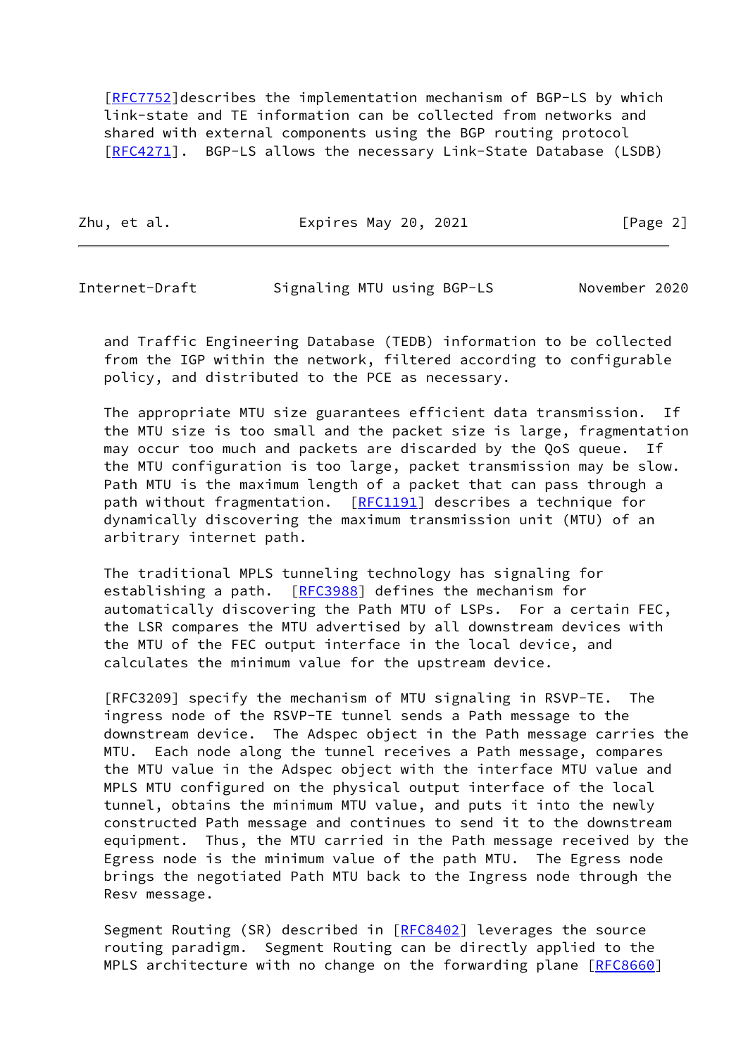[RFC7752]describes the implementation mechanism of BGP-LS by which link-state and TE information can be collected from networks and shared with external components using the BGP routing protocol [RFC4271]. BGP-LS allows the necessary Link-State Database (LSDB) and Traffic Engineering Database (TEDB) information to be collected from the IGP within the network, filtered according to configurable policy, and distributed to the PCE as necessary.

The appropriate MTU size guarantees efficient data transmission. If the MTU size is too small and the packet size is large, fragmentation may occur too much and packets are discarded by the QoS queue. If the MTU configuration is too large, packet transmission may be slow. Path MTU is the maximum length of a packet that can pass through a path without fragmentation. [RFC1191] describes a technique for dynamically discovering the maximum transmission unit (MTU) of an arbitrary internet path.

The traditional MPLS tunneling technology has signaling for establishing a path. [RFC3988] defines the mechanism for automatically discovering the Path MTU of LSPs. For a certain FEC, the LSR compares the MTU advertised by all downstream devices with the MTU of the FEC output interface in the local device, and calculates the minimum value for the upstream device.

[RFC3209] specify the mechanism of MTU signaling in RSVP-TE. The ingress node of the RSVP-TE tunnel sends a Path message to the downstream device. The Adspec object in the Path message carries the MTU. Each node along the tunnel receives a Path message, compares the MTU value in the Adspec object with the interface MTU value and MPLS MTU configured on the physical output interface of the local tunnel, obtains the minimum MTU value, and puts it into the newly constructed Path message and continues to send it to the downstream equipment. Thus, the MTU carried in the Path message received by the Egress node is the minimum value of the path MTU. The Egress node brings the negotiated Path MTU back to the Ingress node through the Resv message.

Segment Routing (SR) described in [RFC8402] leverages the source routing paradigm. Segment Routing can be directly applied to the MPLS architecture with no change on the forwarding plane [RFC8660]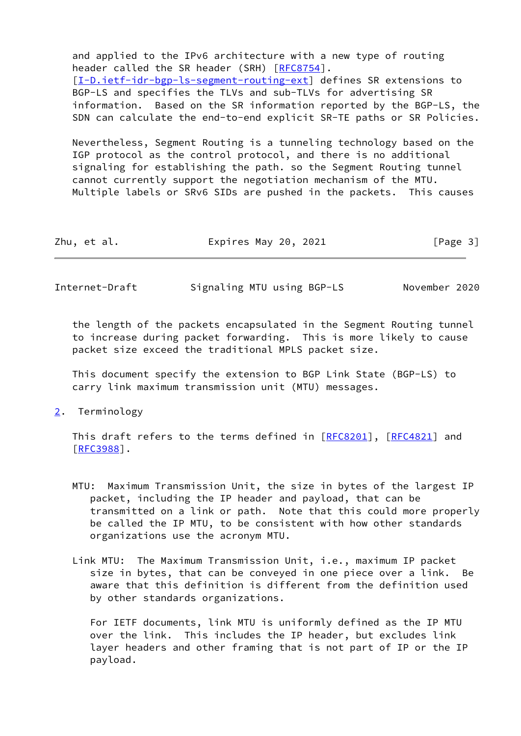and applied to the IPv6 architecture with a new type of routing header called the SR header (SRH) [RFC8754]. [I-D.ietf-idr-bgp-ls-segment-routing-ext] defines SR extensions to BGP-LS and specifies the TLVs and sub-TLVs for advertising SR information. Based on the SR information reported by the BGP-LS, the SDN can calculate the end-to-end explicit SR-TE paths or SR Policies.

Nevertheless, Segment Routing is a tunneling technology based on the IGP protocol as the control protocol, and there is no additional signaling for establishing the path. so the Segment Routing tunnel cannot currently support the negotiation mechanism of the MTU. Multiple labels or SRv6 SIDs are pushed in the packets. This causes the length of the packets encapsulated in the Segment Routing tunnel to increase during packet forwarding. This is more likely to cause packet size exceed the traditional MPLS packet size.

This document specify the extension to BGP Link State (BGP-LS) to carry link maximum transmission unit (MTU) messages.

## 2. Terminology

This draft refers to the terms defined in [RFC8201], [RFC4821] and [RFC3988].

MTU: Maximum Transmission Unit, the size in bytes of the largest IP packet, including the IP header and payload, that can be transmitted on a link or path. Note that this could more properly be called the IP MTU, to be consistent with how other standards organizations use the acronym MTU.

Link MTU: The Maximum Transmission Unit, i.e., maximum IP packet size in bytes, that can be conveyed in one piece over a link. Be aware that this definition is different from the definition used by other standards organizations.

For IETF documents, link MTU is uniformly defined as the IP MTU over the link. This includes the IP header, but excludes link layer headers and other framing that is not part of IP or the IP payload.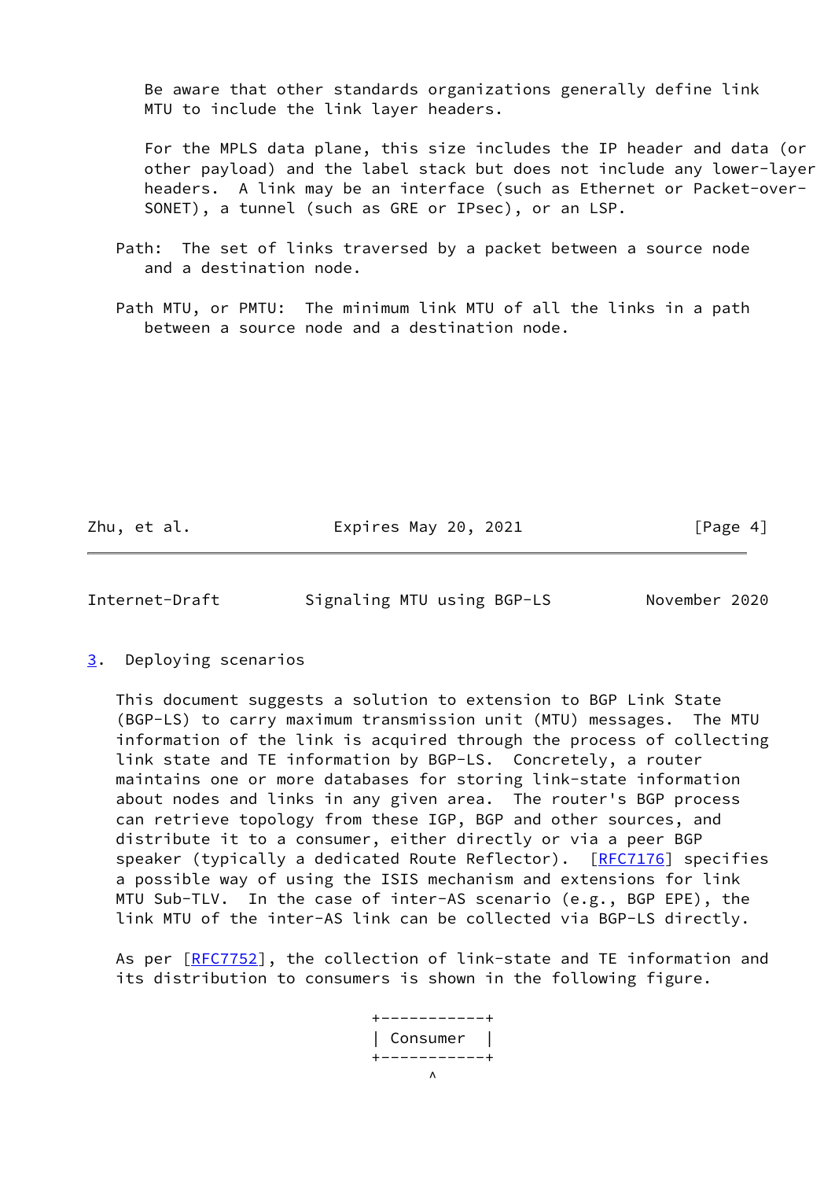Be aware that other standards organizations generally define link MTU to include the link layer headers.

For the MPLS data plane, this size includes the IP header and data (or other payload) and the label stack but does not include any lower-layer headers. A link may be an interface (such as Ethernet or Packet-over-SONET), a tunnel (such as GRE or IPsec), or an LSP.

Path: The set of links traversed by a packet between a source node and a destination node.

Path MTU, or PMTU: The minimum link MTU of all the links in a path between a source node and a destination node.

## 3. Deploying scenarios

This document suggests a solution to extension to BGP Link State (BGP-LS) to carry maximum transmission unit (MTU) messages. The MTU information of the link is acquired through the process of collecting link state and TE information by BGP-LS. Concretely, a router maintains one or more databases for storing link-state information about nodes and links in any given area. The router's BGP process can retrieve topology from these IGP, BGP and other sources, and distribute it to a consumer, either directly or via a peer BGP speaker (typically a dedicated Route Reflector). [RFC7176] specifies a possible way of using the ISIS mechanism and extensions for link MTU Sub-TLV. In the case of inter-AS scenario (e.g., BGP EPE), the link MTU of the inter-AS link can be collected via BGP-LS directly.

As per [RFC7752], the collection of link-state and TE information and its distribution to consumers is shown in the following figure.

```
+-----------+
| Consumer  |
+-----------+
      ^
```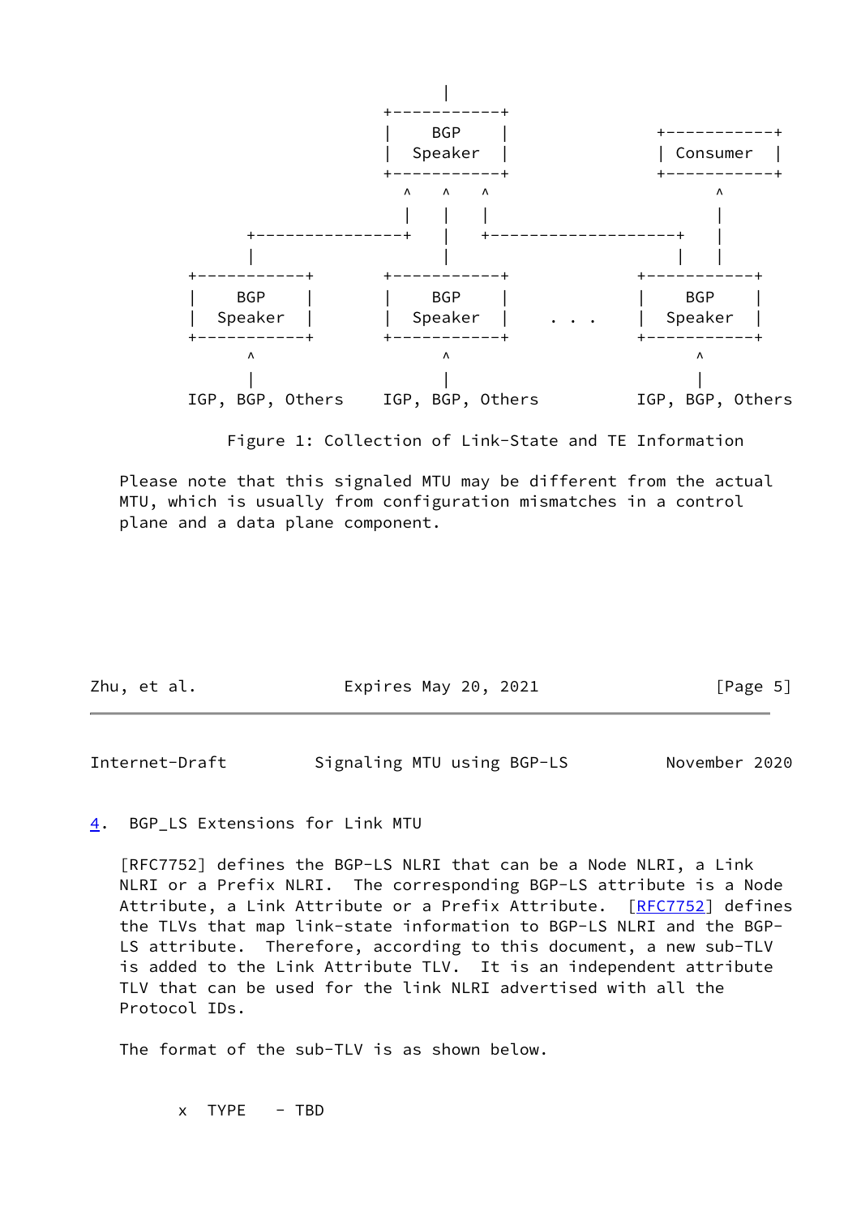```
                                  |
                            +-----------+
                            |    BGP    |             +-----------+
                            |  Speaker  |             | Consumer  |
                            +-----------+             +-----------+
                              ^   ^   ^                     ^
                              |   |   |                     |
              +---------------+   |   +-------------------+ |
              |                   |                       | |
        +-----------+       +-----------+             +-----------+
        |    BGP    |       |    BGP    |             |    BGP    |
        |  Speaker  |       |  Speaker  |    . . .    |  Speaker  |
        +-----------+       +-----------+             +-----------+
              ^                   ^                         ^
              |                   |                         |
        IGP, BGP, Others    IGP, BGP, Others          IGP, BGP, Others

          Figure 1: Collection of Link-State and TE Information
```

Please note that this signaled MTU may be different from the actual MTU, which is usually from configuration mismatches in a control plane and a data plane component.

## 4. BGP_LS Extensions for Link MTU

[RFC7752] defines the BGP-LS NLRI that can be a Node NLRI, a Link NLRI or a Prefix NLRI. The corresponding BGP-LS attribute is a Node Attribute, a Link Attribute or a Prefix Attribute. [RFC7752] defines the TLVs that map link-state information to BGP-LS NLRI and the BGP-LS attribute. Therefore, according to this document, a new sub-TLV is added to the Link Attribute TLV. It is an independent attribute TLV that can be used for the link NLRI advertised with all the Protocol IDs.

The format of the sub-TLV is as shown below.

- x TYPE - TBD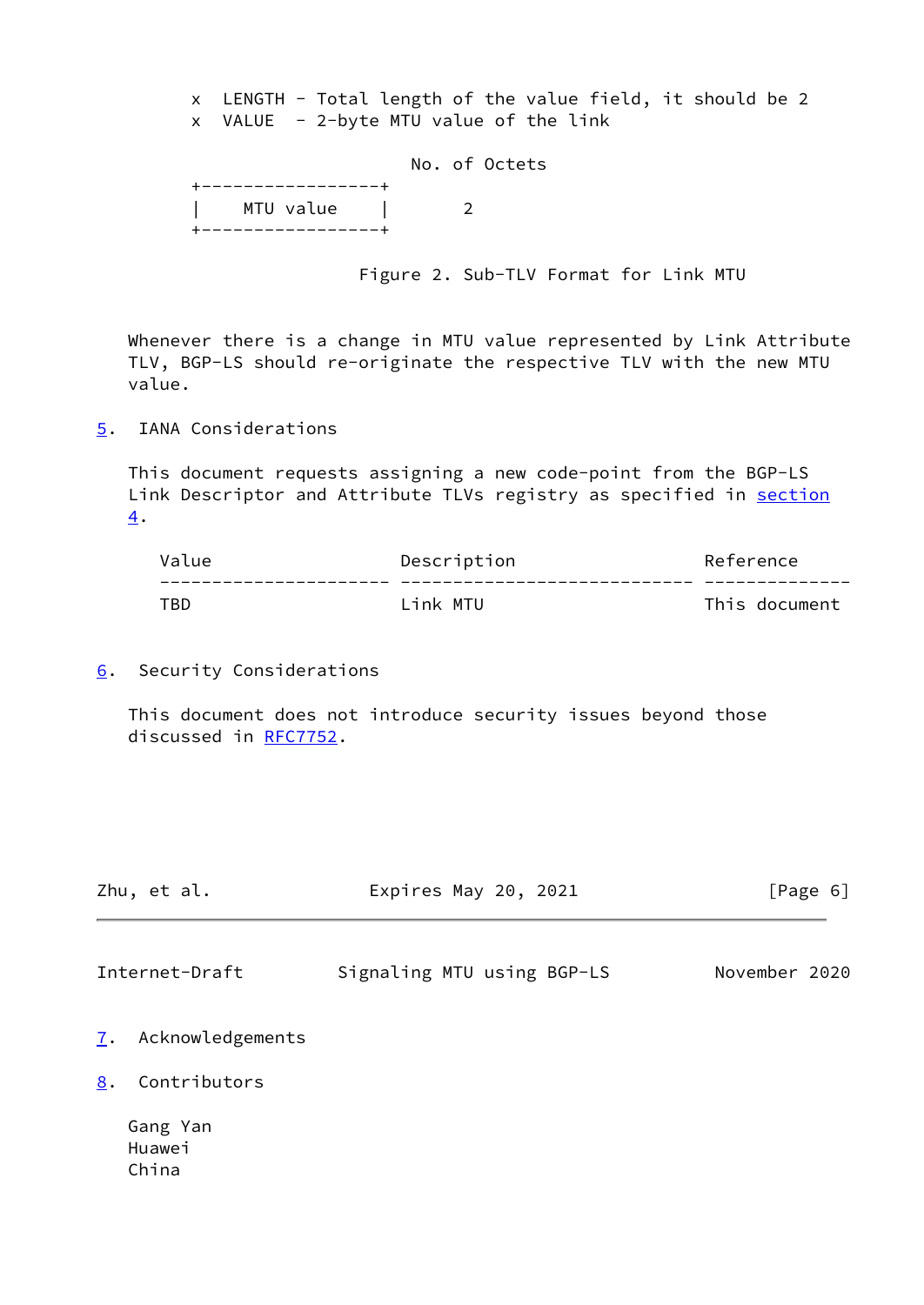- x LENGTH - Total length of the value field, it should be 2
- x VALUE - 2-byte MTU value of the link

```
                         No. of Octets
+-----------------+
|    MTU value    |       2
+-----------------+
```

Figure 2. Sub-TLV Format for Link MTU

Whenever there is a change in MTU value represented by Link Attribute TLV, BGP-LS should re-originate the respective TLV with the new MTU value.

## 5. IANA Considerations

This document requests assigning a new code-point from the BGP-LS Link Descriptor and Attribute TLVs registry as specified in section 4.

| Value | Description | Reference |
| --- | --- | --- |
| TBD | Link MTU | This document |

## 6. Security Considerations

This document does not introduce security issues beyond those discussed in RFC7752.

## 7. Acknowledgements

## 8. Contributors

Gang Yan
Huawei
China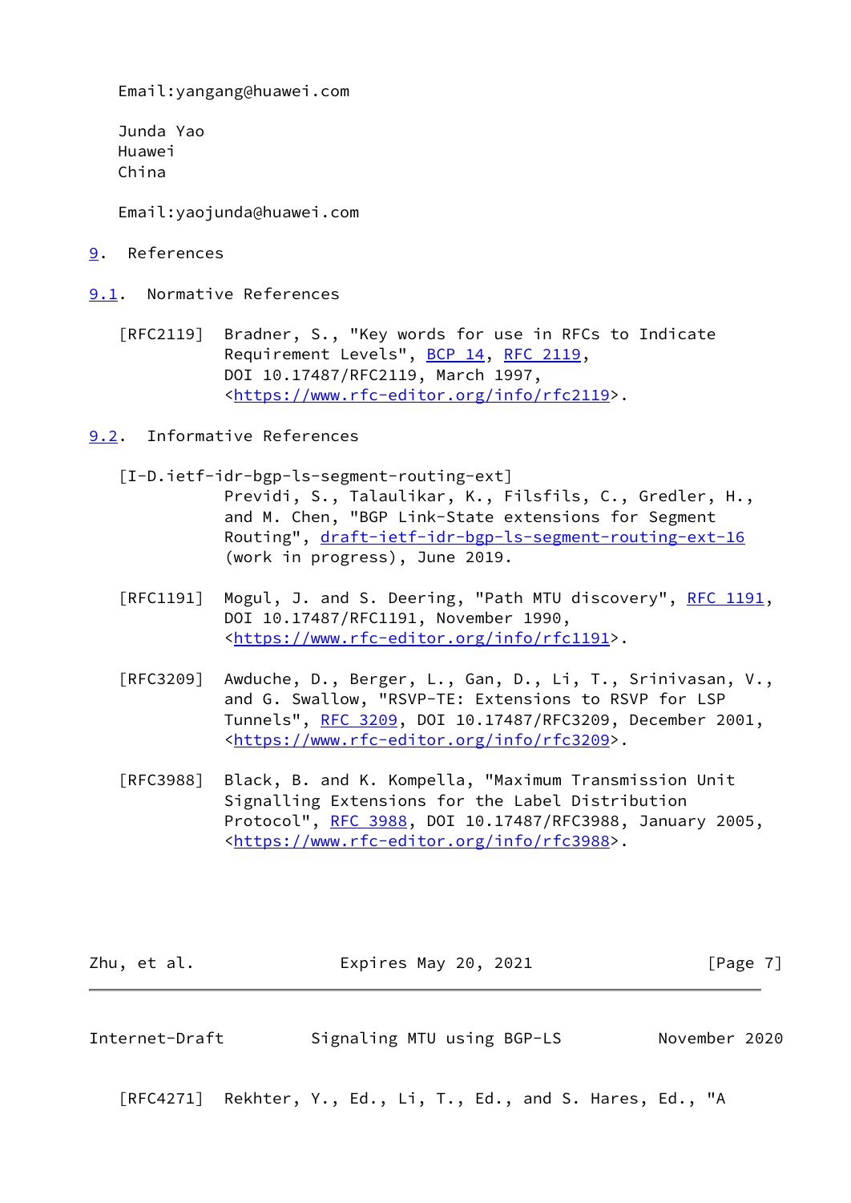Email:yangang@huawei.com

Junda Yao
Huawei
China

Email:yaojunda@huawei.com

# 9. References

## 9.1. Normative References

[RFC2119] Bradner, S., "Key words for use in RFCs to Indicate Requirement Levels", BCP 14, RFC 2119, DOI 10.17487/RFC2119, March 1997, <https://www.rfc-editor.org/info/rfc2119>.

## 9.2. Informative References

[I-D.ietf-idr-bgp-ls-segment-routing-ext] Previdi, S., Talaulikar, K., Filsfils, C., Gredler, H., and M. Chen, "BGP Link-State extensions for Segment Routing", draft-ietf-idr-bgp-ls-segment-routing-ext-16 (work in progress), June 2019.

[RFC1191] Mogul, J. and S. Deering, "Path MTU discovery", RFC 1191, DOI 10.17487/RFC1191, November 1990, <https://www.rfc-editor.org/info/rfc1191>.

[RFC3209] Awduche, D., Berger, L., Gan, D., Li, T., Srinivasan, V., and G. Swallow, "RSVP-TE: Extensions to RSVP for LSP Tunnels", RFC 3209, DOI 10.17487/RFC3209, December 2001, <https://www.rfc-editor.org/info/rfc3209>.

[RFC3988] Black, B. and K. Kompella, "Maximum Transmission Unit Signalling Extensions for the Label Distribution Protocol", RFC 3988, DOI 10.17487/RFC3988, January 2005, <https://www.rfc-editor.org/info/rfc3988>.

[RFC4271] Rekhter, Y., Ed., Li, T., Ed., and S. Hares, Ed., "A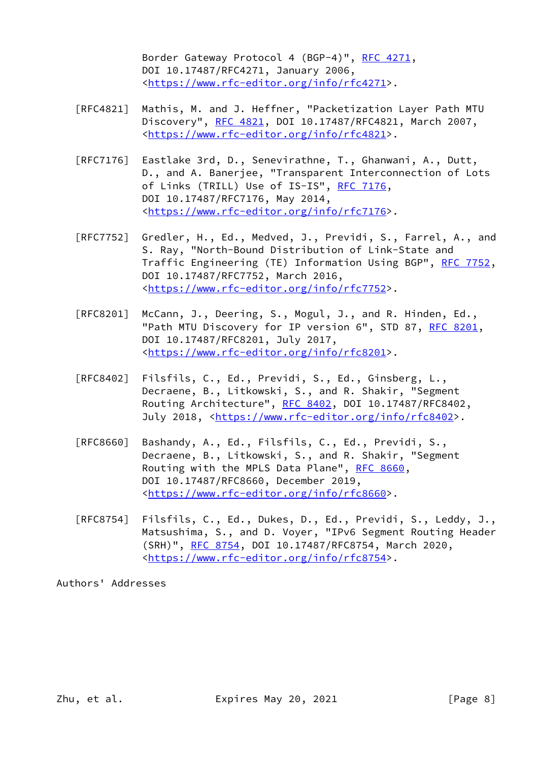Border Gateway Protocol 4 (BGP-4)", RFC 4271, DOI 10.17487/RFC4271, January 2006, <https://www.rfc-editor.org/info/rfc4271>.

[RFC4821] Mathis, M. and J. Heffner, "Packetization Layer Path MTU Discovery", RFC 4821, DOI 10.17487/RFC4821, March 2007, <https://www.rfc-editor.org/info/rfc4821>.

[RFC7176] Eastlake 3rd, D., Senevirathne, T., Ghanwani, A., Dutt, D., and A. Banerjee, "Transparent Interconnection of Lots of Links (TRILL) Use of IS-IS", RFC 7176, DOI 10.17487/RFC7176, May 2014, <https://www.rfc-editor.org/info/rfc7176>.

[RFC7752] Gredler, H., Ed., Medved, J., Previdi, S., Farrel, A., and S. Ray, "North-Bound Distribution of Link-State and Traffic Engineering (TE) Information Using BGP", RFC 7752, DOI 10.17487/RFC7752, March 2016, <https://www.rfc-editor.org/info/rfc7752>.

[RFC8201] McCann, J., Deering, S., Mogul, J., and R. Hinden, Ed., "Path MTU Discovery for IP version 6", STD 87, RFC 8201, DOI 10.17487/RFC8201, July 2017, <https://www.rfc-editor.org/info/rfc8201>.

[RFC8402] Filsfils, C., Ed., Previdi, S., Ed., Ginsberg, L., Decraene, B., Litkowski, S., and R. Shakir, "Segment Routing Architecture", RFC 8402, DOI 10.17487/RFC8402, July 2018, <https://www.rfc-editor.org/info/rfc8402>.

[RFC8660] Bashandy, A., Ed., Filsfils, C., Ed., Previdi, S., Decraene, B., Litkowski, S., and R. Shakir, "Segment Routing with the MPLS Data Plane", RFC 8660, DOI 10.17487/RFC8660, December 2019, <https://www.rfc-editor.org/info/rfc8660>.

[RFC8754] Filsfils, C., Ed., Dukes, D., Ed., Previdi, S., Leddy, J., Matsushima, S., and D. Voyer, "IPv6 Segment Routing Header (SRH)", RFC 8754, DOI 10.17487/RFC8754, March 2020, <https://www.rfc-editor.org/info/rfc8754>.

Authors' Addresses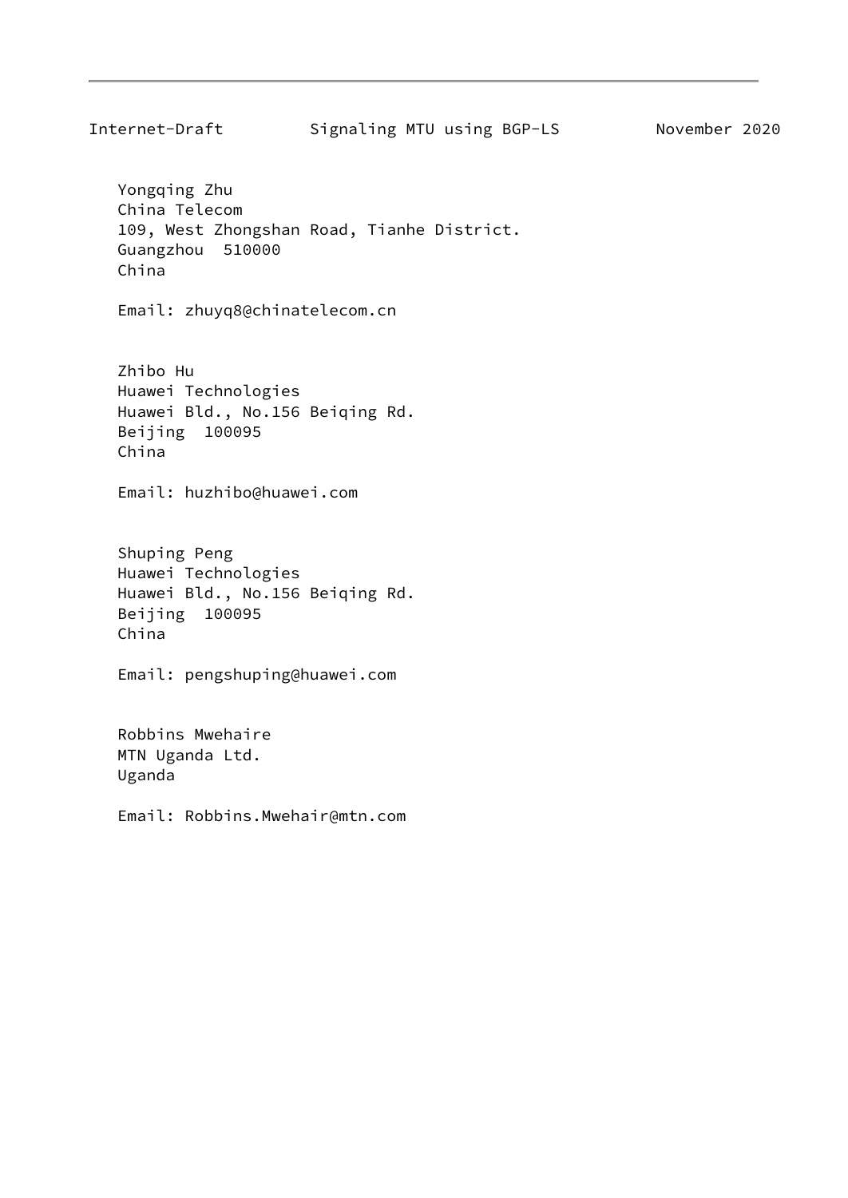Yongqing Zhu
China Telecom
109, West Zhongshan Road, Tianhe District.
Guangzhou  510000
China

Email: zhuyq8@chinatelecom.cn

Zhibo Hu
Huawei Technologies
Huawei Bld., No.156 Beiqing Rd.
Beijing  100095
China

Email: huzhibo@huawei.com

Shuping Peng
Huawei Technologies
Huawei Bld., No.156 Beiqing Rd.
Beijing  100095
China

Email: pengshuping@huawei.com

Robbins Mwehaire
MTN Uganda Ltd.
Uganda

Email: Robbins.Mwehair@mtn.com